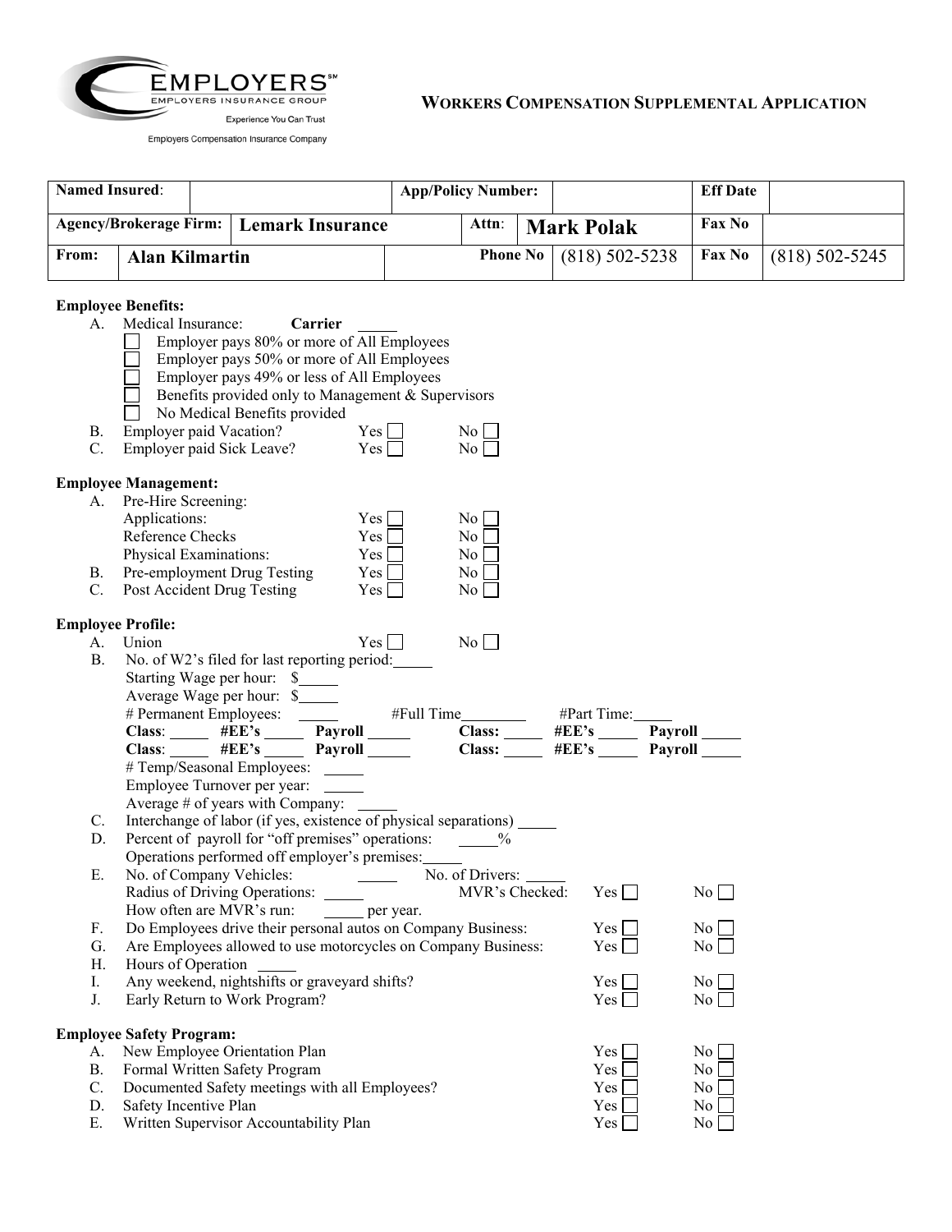EMPLOYERS℠
EMPLOYERS INSURANCE GROUP
Experience You Can Trust
Employers Compensation Insurance Company

## WORKERS COMPENSATION SUPPLEMENTAL APPLICATION

| **Named Insured**: | | **App/Policy Number:** | | **Eff Date** | |
|---|---|---|---|---|---|
| **Agency/Brokerage Firm:** | **Lemark Insurance** | **Attn**: | **Mark Polak** | **Fax No** | |
| **From:** | **Alan Kilmartin** | **Phone No** | (818) 502-5238 | **Fax No** | (818) 502-5245 |

**Employee Benefits:**

A. Medical Insurance: **Carrier** _____
- ☐ Employer pays 80% or more of All Employees
- ☐ Employer pays 50% or more of All Employees
- ☐ Employer pays 49% or less of All Employees
- ☐ Benefits provided only to Management & Supervisors
- ☐ No Medical Benefits provided

B. Employer paid Vacation? Yes ☐ No ☐

C. Employer paid Sick Leave? Yes ☐ No ☐

**Employee Management:**

A. Pre-Hire Screening:
- Applications: Yes ☐ No ☐
- Reference Checks Yes ☐ No ☐
- Physical Examinations: Yes ☐ No ☐

B. Pre-employment Drug Testing Yes ☐ No ☐

C. Post Accident Drug Testing Yes ☐ No ☐

**Employee Profile:**

A. Union Yes ☐ No ☐

B. No. of W2's filed for last reporting period:_____
- Starting Wage per hour: $_____
- Average Wage per hour: $_____
- # Permanent Employees: _____ #Full Time________ #Part Time:_____
- **Class**: _____ **#EE's** _____ **Payroll** _____ **Class:** _____ **#EE's** _____ **Payroll** _____
- **Class**: _____ **#EE's** _____ **Payroll** _____ **Class:** _____ **#EE's** _____ **Payroll** _____
- # Temp/Seasonal Employees: _____
- Employee Turnover per year: _____
- Average # of years with Company: _____

C. Interchange of labor (if yes, existence of physical separations) _____

D. Percent of payroll for "off premises" operations: _____%
- Operations performed off employer's premises:_____

E. No. of Company Vehicles: _____ No. of Drivers: _____
- Radius of Driving Operations: _____ MVR's Checked: Yes ☐ No ☐
- How often are MVR's run: _____ per year.

F. Do Employees drive their personal autos on Company Business: Yes ☐ No ☐

G. Are Employees allowed to use motorcycles on Company Business: Yes ☐ No ☐

H. Hours of Operation _____

I. Any weekend, nightshifts or graveyard shifts? Yes ☐ No ☐

J. Early Return to Work Program? Yes ☐ No ☐

**Employee Safety Program:**

A. New Employee Orientation Plan Yes ☐ No ☐

B. Formal Written Safety Program Yes ☐ No ☐

C. Documented Safety meetings with all Employees? Yes ☐ No ☐

D. Safety Incentive Plan Yes ☐ No ☐

E. Written Supervisor Accountability Plan Yes ☐ No ☐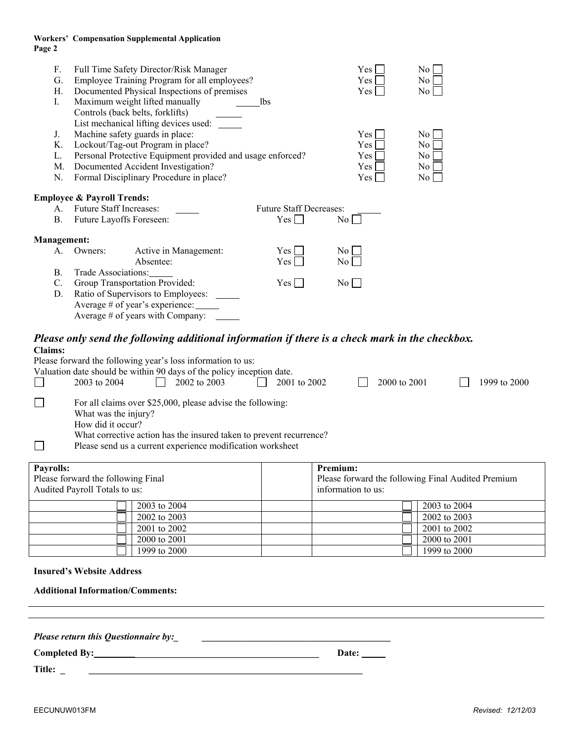**Workers' Compensation Supplemental Application**
**Page 2**

F. Full Time Safety Director/Risk Manager Yes ☐ No ☐

G. Employee Training Program for all employees? Yes ☐ No ☐

H. Documented Physical Inspections of premises Yes ☐ No ☐

I. Maximum weight lifted manually _____lbs
Controls (back belts, forklifts) _____
List mechanical lifting devices used: _____

J. Machine safety guards in place: Yes ☐ No ☐

K. Lockout/Tag-out Program in place? Yes ☐ No ☐

L. Personal Protective Equipment provided and usage enforced? Yes ☐ No ☐

M. Documented Accident Investigation? Yes ☐ No ☐

N. Formal Disciplinary Procedure in place? Yes ☐ No ☐

**Employee & Payroll Trends:**

A. Future Staff Increases: _____ Future Staff Decreases: _____

B. Future Layoffs Foreseen: Yes ☐ No ☐

**Management:**

A. Owners: Active in Management: Yes ☐ No ☐
Absentee: Yes ☐ No ☐

B. Trade Associations:_____

C. Group Transportation Provided: Yes ☐ No ☐

D. Ratio of Supervisors to Employees: _____
Average # of year's experience:_____
Average # of years with Company: _____

## *Please only send the following additional information if there is a check mark in the checkbox.*

**Claims:**

Please forward the following year's loss information to us:
Valuation date should be within 90 days of the policy inception date.

☐ 2003 to 2004 ☐ 2002 to 2003 ☐ 2001 to 2002 ☐ 2000 to 2001 ☐ 1999 to 2000

☐ For all claims over $25,000, please advise the following:
What was the injury?
How did it occur?
What corrective action has the insured taken to prevent recurrence?

☐ Please send us a current experience modification worksheet

| **Payrolls:** Please forward the following Final Audited Payroll Totals to us: | | | | **Premium:** Please forward the following Final Audited Premium information to us: | |
|---|---|---|---|---|---|
| | ☐ | 2003 to 2004 | | ☐ | 2003 to 2004 |
| | ☐ | 2002 to 2003 | | ☐ | 2002 to 2003 |
| | ☐ | 2001 to 2002 | | ☐ | 2001 to 2002 |
| | ☐ | 2000 to 2001 | | ☐ | 2000 to 2001 |
| | ☐ | 1999 to 2000 | | ☐ | 1999 to 2000 |

**Insured's Website Address**

**Additional Information/Comments:**

_______________________________________________

_______________________________________________

***Please return this Questionnaire by:*** _______________________

**Completed By:**_______________________ **Date:** _____

**Title:** _______________________

EECUNUW013FM *Revised: 12/12/03*